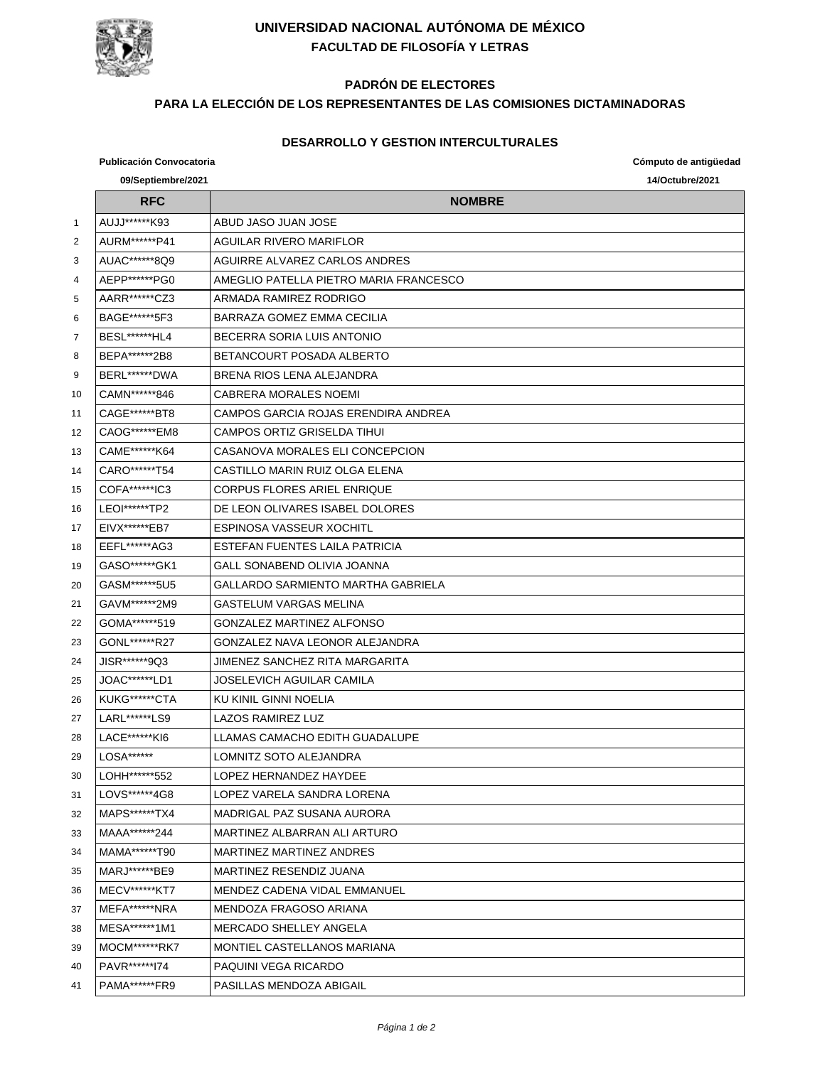# UNIVERSIDAD NACIONAL AUTÓNOMA DE MÉXICO

## FACULTAD DE FILOSOFÍA Y LETRAS

### PADRÓN DE ELECTORES

### PARA LA ELECCIÓN DE LOS REPRESENTANTES DE LAS COMISIONES DICTAMINADORAS

### DESARROLLO Y GESTION INTERCULTURALES

**Publicación Convocatoria** **Cómputo de antigüedad**

**09/Septiembre/2021** **14/Octubre/2021**

| | RFC | NOMBRE |
|---|---|---|
| 1 | AUJJ******K93 | ABUD JASO JUAN JOSE |
| 2 | AURM******P41 | AGUILAR RIVERO MARIFLOR |
| 3 | AUAC******8Q9 | AGUIRRE ALVAREZ CARLOS ANDRES |
| 4 | AEPP******PG0 | AMEGLIO PATELLA PIETRO MARIA FRANCESCO |
| 5 | AARR******CZ3 | ARMADA RAMIREZ RODRIGO |
| 6 | BAGE******5F3 | BARRAZA GOMEZ EMMA CECILIA |
| 7 | BESL******HL4 | BECERRA SORIA LUIS ANTONIO |
| 8 | BEPA******2B8 | BETANCOURT POSADA ALBERTO |
| 9 | BERL******DWA | BRENA RIOS LENA ALEJANDRA |
| 10 | CAMN******846 | CABRERA MORALES NOEMI |
| 11 | CAGE******BT8 | CAMPOS GARCIA ROJAS ERENDIRA ANDREA |
| 12 | CAOG******EM8 | CAMPOS ORTIZ GRISELDA TIHUI |
| 13 | CAME******K64 | CASANOVA MORALES ELI CONCEPCION |
| 14 | CARO******T54 | CASTILLO MARIN RUIZ OLGA ELENA |
| 15 | COFA******IC3 | CORPUS FLORES ARIEL ENRIQUE |
| 16 | LEOI******TP2 | DE LEON OLIVARES ISABEL DOLORES |
| 17 | EIVX******EB7 | ESPINOSA VASSEUR XOCHITL |
| 18 | EEFL******AG3 | ESTEFAN FUENTES LAILA PATRICIA |
| 19 | GASO******GK1 | GALL SONABEND OLIVIA JOANNA |
| 20 | GASM******5U5 | GALLARDO SARMIENTO MARTHA GABRIELA |
| 21 | GAVM******2M9 | GASTELUM VARGAS MELINA |
| 22 | GOMA******519 | GONZALEZ MARTINEZ ALFONSO |
| 23 | GONL******R27 | GONZALEZ NAVA LEONOR ALEJANDRA |
| 24 | JISR******9Q3 | JIMENEZ SANCHEZ RITA MARGARITA |
| 25 | JOAC******LD1 | JOSELEVICH AGUILAR CAMILA |
| 26 | KUKG******CTA | KU KINIL GINNI NOELIA |
| 27 | LARL******LS9 | LAZOS RAMIREZ LUZ |
| 28 | LACE******KI6 | LLAMAS CAMACHO EDITH GUADALUPE |
| 29 | LOSA****** | LOMNITZ SOTO ALEJANDRA |
| 30 | LOHH******552 | LOPEZ HERNANDEZ HAYDEE |
| 31 | LOVS******4G8 | LOPEZ VARELA SANDRA LORENA |
| 32 | MAPS******TX4 | MADRIGAL PAZ SUSANA AURORA |
| 33 | MAAA******244 | MARTINEZ ALBARRAN ALI ARTURO |
| 34 | MAMA******T90 | MARTINEZ MARTINEZ ANDRES |
| 35 | MARJ******BE9 | MARTINEZ RESENDIZ JUANA |
| 36 | MECV******KT7 | MENDEZ CADENA VIDAL EMMANUEL |
| 37 | MEFA******NRA | MENDOZA FRAGOSO ARIANA |
| 38 | MESA******1M1 | MERCADO SHELLEY ANGELA |
| 39 | MOCM******RK7 | MONTIEL CASTELLANOS MARIANA |
| 40 | PAVR******I74 | PAQUINI VEGA RICARDO |
| 41 | PAMA******FR9 | PASILLAS MENDOZA ABIGAIL |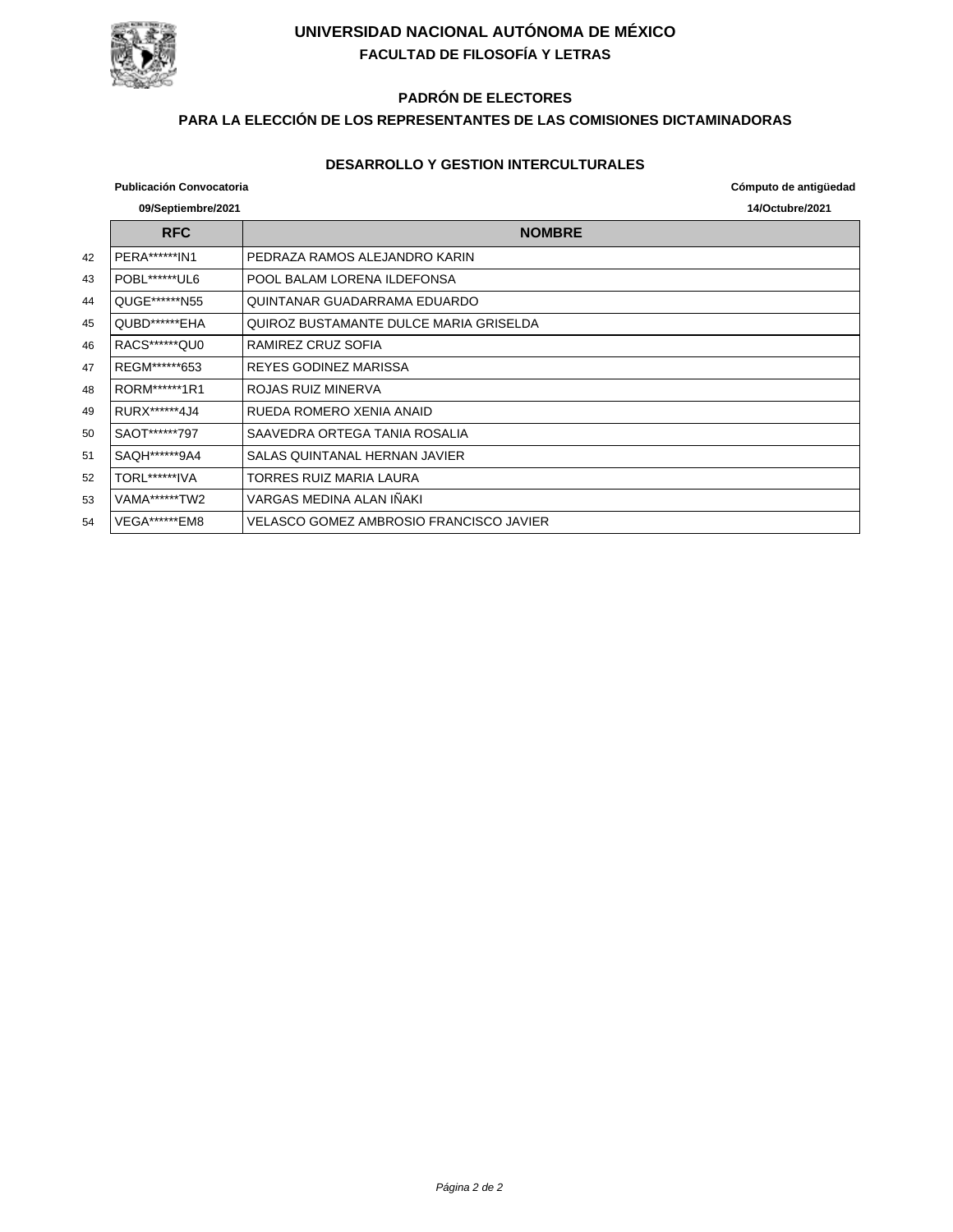# UNIVERSIDAD NACIONAL AUTÓNOMA DE MÉXICO

## FACULTAD DE FILOSOFÍA Y LETRAS

### PADRÓN DE ELECTORES

### PARA LA ELECCIÓN DE LOS REPRESENTANTES DE LAS COMISIONES DICTAMINADORAS

### DESARROLLO Y GESTION INTERCULTURALES

**Publicación Convocatoria** 09/Septiembre/2021

**Cómputo de antigüedad** 14/Octubre/2021

| | RFC | NOMBRE |
|---|---|---|
| 42 | PERA******IN1 | PEDRAZA RAMOS ALEJANDRO KARIN |
| 43 | POBL******UL6 | POOL BALAM LORENA ILDEFONSA |
| 44 | QUGE******N55 | QUINTANAR GUADARRAMA EDUARDO |
| 45 | QUBD******EHA | QUIROZ BUSTAMANTE DULCE MARIA GRISELDA |
| 46 | RACS******QU0 | RAMIREZ CRUZ SOFIA |
| 47 | REGM******653 | REYES GODINEZ MARISSA |
| 48 | RORM******1R1 | ROJAS RUIZ MINERVA |
| 49 | RURX******4J4 | RUEDA ROMERO XENIA ANAID |
| 50 | SAOT******797 | SAAVEDRA ORTEGA TANIA ROSALIA |
| 51 | SAQH******9A4 | SALAS QUINTANAL HERNAN JAVIER |
| 52 | TORL******IVA | TORRES RUIZ MARIA LAURA |
| 53 | VAMA******TW2 | VARGAS MEDINA ALAN IÑAKI |
| 54 | VEGA******EM8 | VELASCO GOMEZ AMBROSIO FRANCISCO JAVIER |